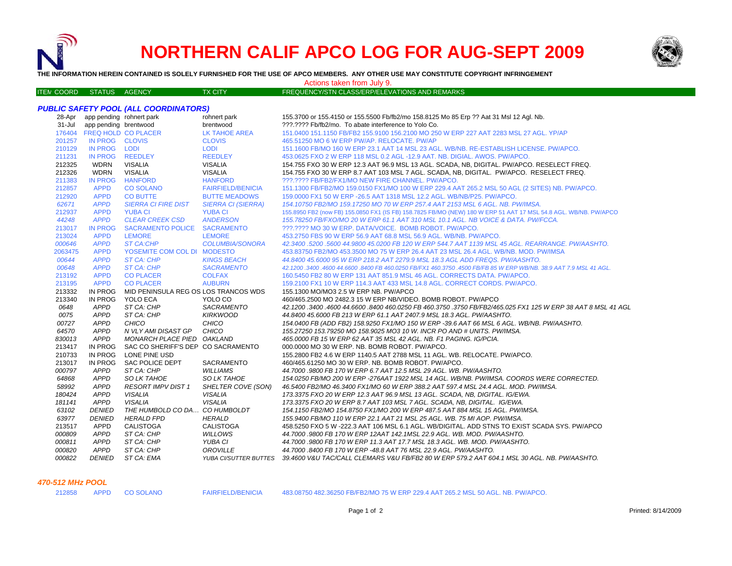# NORTHERN CALIF APCO LOG FOR AUG-SEPT 2009

**THE INFORMATION HEREIN CONTAINED IS SOLELY FURNISHED FOR THE USE OF APCO MEMBERS. ANY OTHER USE MAY CONSTITUTE COPYRIGHT INFRINGEMENT**

Actions taken from July 9.

### *PUBLIC SAFETY POOL (ALL COORDINATORS)*

| ITEM COORD | STATUS | AGENCY | TX CITY | FREQUENCY/STN CLASS/ERP/ELEVATIONS AND REMARKS |
|---|---|---|---|---|
| 28-Apr | app pending | rohnert park | rohnert park | 155.3700 or 155.4150 or 155.5500 Fb/fb2/mo 158.8125 Mo 85 Erp ?? Aat 31 Msl 12 Agl. Nb. |
| 31-Jul | app pending | brentwood | brentwood | ???.???? Fb/fb2/mo. To abate interference to Yolo Co. |
| 176404 | FREQ HOLD | CO PLACER | LK TAHOE AREA | 151.0400 151.1150 FB/FB2 155.9100 156.2100 MO 250 W ERP 227 AAT 2283 MSL 27 AGL. YP/AP |
| 201257 | IN PROG | CLOVIS | CLOVIS | 465.51250 MO 6 W ERP PW/AP. RELOCATE. PW/AP |
| 210129 | IN PROG | LODI | LODI | 151.1600 FB/MO 160 W ERP 23.1 AAT 14 MSL 23 AGL. WB/NB. RE-ESTABLISH LICENSE. PW/APCO. |
| 211231 | IN PROG | REEDLEY | REEDLEY | 453.0625 FXO 2 W ERP 118 MSL 0.2 AGL -12.9 AAT. NB. DIGIAL. AWOS. PW/APCO. |
| 212325 | WDRN | VISALIA | VISALIA | 154.755 FXO 30 W ERP 12.3 AAT 96.9 MSL 13 AGL. SCADA, NB, DIGITAL. PW/APCO. RESELECT FREQ. |
| 212326 | WDRN | VISALIA | VISALIA | 154.755 FXO 30 W ERP 8.7 AAT 103 MSL 7 AGL. SCADA, NB, DIGITAL. PW/APCO. RESELECT FREQ. |
| 211383 | IN PROG | HANFORD | HANFORD | ???.???? FB/FB2/FX1/MO NEW FIRE CHANNEL. PW/APCO. |
| 212857 | APPD | CO SOLANO | FAIRFIELD/BENICIA | 151.1300 FB/FB2/MO 159.0150 FX1/MO 100 W ERP 229.4 AAT 265.2 MSL 50 AGL (2 SITES) NB. PW/APCO. |
| 212920 | APPD | CO BUTTE | BUTTE MEADOWS | 159.0000 FX1 50 W ERP -26.5 AAT 1318 MSL 12.2 AGL. WB/NB/P25. PW/APCO. |
| *62671* | *APPD* | *SIERRA CI FIRE DIST* | *SIERRA CI (SIERRA)* | *154.10750 FB2/MO 159.17250 MO 70 W ERP 257.4 AAT 2153 MSL 6 AGL. NB. PW/IMSA.* |
| 212937 | APPD | YUBA CI | YUBA CI | 155.8950 FB2 (now FB) 155.0850 FX1 (IS FB) 158.7825 FB/MO (NEW) 180 W ERP 51 AAT 17 MSL 54.8 AGL. WB/NB. PW/APCO |
| *44248* | *APPD* | *CLEAR CREEK CSD* | *ANDERSON* | *155.78250 FB/FXO/MO 20 W ERP 61.1 AAT 310 MSL 10.1 AGL. NB VOICE & DATA. PW/FCCA.* |
| 213017 | IN PROG | SACRAMENTO POLICE | SACRAMENTO | ???.???? MO 30 W ERP. DATA/VOICE. BOMB ROBOT. PW/APCO. |
| 213024 | APPD | LEMORE | LEMORE | 453.2750 FBS 90 W ERP 56.9 AAT 68.8 MSL 56.9 AGL. WB/NB. PW/APCO. |
| *000646* | *APPD* | *ST CA:CHP* | *COLUMBIA/SONORA* | *42.3400 .5200 .5600 44.9800 45.0200 FB 120 W ERP 544.7 AAT 1139 MSL 45 AGL. REARRANGE. PW/AASHTO.* |
| 2063475 | APPD | YOSEMITE COM COL DI | MODESTO | 453.83750 FB2/MO 453.3500 MO 75 W ERP 26.4 AAT 23 MSL 26.4 AGL. WB/NB. MOD. PW/IMSA |
| *00644* | *APPD* | *ST CA: CHP* | *KINGS BEACH* | *44.8400 45.6000 95 W ERP 218.2 AAT 2279.9 MSL 18.3 AGL ADD FREQS. PW/AASHTO.* |
| *00648* | *APPD* | *ST CA: CHP* | *SACRAMENTO* | *42.1200 .3400 .4600 44.6600 .8400 FB 460.0250 FB/FX1 460.3750 .4500 FB/FB 85 W ERP WB/NB. 38.9 AAT 7.9 MSL 41 AGL.* |
| 213192 | APPD | CO PLACER | COLFAX | 160.5450 FB2 80 W ERP 131 AAT 851.9 MSL 46 AGL. CORRECTS DATA. PW/APCO. |
| 213195 | APPD | CO PLACER | AUBURN | 159.2100 FX1 10 W ERP 114.3 AAT 433 MSL 14.8 AGL. CORRECT CORDS. PW/APCO. |
| 213332 | IN PROG | MID PENINSULA REG OS | LOS TRANCOS WDS | 155.1300 MO/MO3 2.5 W ERP NB. PW/APCO |
| 213340 | IN PROG | YOLO ECA | YOLO CO | 460/465.2500 MO 2482.3 15 W ERP NB/VIDEO. BOMB ROBOT. PW/APCO |
| *0648* | *APPD* | *ST CA: CHP* | *SACRAMENTO* | *42.1200 .3400 .4600 44.6600 .8400 460.0250 FB 460.3750 .3750 FB/FB2/465.025 FX1 125 W ERP 38 AAT 8 MSL 41 AGL* |
| *0075* | *APPD* | *ST CA: CHP* | *KIRKWOOD* | *44.8400 45.6000 FB 213 W ERP 61.1 AAT 2407.9 MSL 18.3 AGL. PW/AASHTO.* |
| *00727* | *APPD* | *CHICO* | *CHICO* | *154.0400 FB (ADD FB2) 158.9250 FX1/MO 150 W ERP -39.6 AAT 66 MSL 6 AGL. WB/NB. PW/AASHTO.* |
| *64570* | *APPD* | *N VLY AMI DISAST GP* | *CHICO* | *155.27250 153.79250 MO 158.9025 MO3 10 W. INCR PO AND # UNITS. PW/IMSA.* |
| *830013* | *APPD* | *MONARCH PLACE PIED* | *OAKLAND* | *465.0000 FB 15 W ERP 62 AAT 35 MSL 42 AGL. NB. F1 PAGING. IG/PCIA.* |
| 213417 | IN PROG | SAC CO SHERIFF'S DEP | CO SACRAMENTO | 000.0000 MO 30 W ERP. NB. BOMB ROBOT. PW/APCO. |
| 210733 | IN PROG | LONE PINE USD | | 155.2800 FB2 4.6 W ERP 1140.5 AAT 2788 MSL 11 AGL. WB. RELOCATE. PW/APCO. |
| 213017 | IN PROG | SAC POLICE DEPT | SACRAMENTO | 460/465.61250 MO 30 W ERP. NB. BOMB ROBOT. PW/APCO. |
| *000797* | *APPD* | *ST CA: CHP* | *WILLIAMS* | *44.7000 .9800 FB 170 W ERP 6.7 AAT 12.5 MSL 29 AGL. WB. PW/AASHTO.* |
| *64868* | *APPD* | *SO LK TAHOE* | *SO LK TAHOE* | *154.0250 FB/MO 200 W ERP -276AAT 1922 MSL 14 AGL. WB/NB. PW/IMSA. COORDS WERE CORRECTED.* |
| *58992* | *APPD* | *RESORT IMPV DIST 1* | *SHELTER COVE (SON)* | *46.5400 FB2/MO 46.3400 FX1/MO 60 W ERP 388.2 AAT 597.4 MSL 24.4 AGL. MOD. PW/IMSA.* |
| *180424* | *APPD* | *VISALIA* | *VISALIA* | *173.3375 FXO 20 W ERP 12.3 AAT 96.9 MSL 13 AGL. SCADA, NB, DIGITAL. IG/EWA.* |
| *181141* | *APPD* | *VISALIA* | *VISALIA* | *173.3375 FXO 20 W ERP 8.7 AAT 103 MSL 7 AGL. SCADA, NB, DIGITAL. IG/EWA.* |
| *63102* | *DENIED* | *THE HUMBOLD CO DA...* | *CO HUMBOLDT* | *154.1150 FB2/MO 154.8750 FX1/MO 200 W ERP 487.5 AAT 884 MSL 15 AGL. PW/IMSA.* |
| *63977* | *DENIED* | *HERALD FPD* | *HERALD* | *155.9400 FB/MO 110 W ERP 22.1 AAT 21 MSL 25 AGL. WB. 75 MI AOP. PW/IMSA.* |
| 213517 | APPD | CALISTOGA | CALISTOGA | 458.5250 FXO 5 W -222.3 AAT 106 MSL 6.1 AGL. WB/DIGITAL. ADD STNS TO EXIST SCADA SYS. PW/APCO |
| *000809* | *APPD* | *ST CA: CHP* | *WILLOWS* | *44.7000 .9800 FB 170 W ERP 12AAT 142.1MSL 22.9 AGL. WB. MOD. PW/AASHTO.* |
| *000811* | *APPD* | *ST CA: CHP* | *YUBA CI* | *44.7000 .9800 FB 170 W ERP 11.3 AAT 17.7 MSL 18.3 AGL. WB. MOD. PW/AASHTO.* |
| *000820* | *APPD* | *ST CA: CHP* | *OROVILLE* | *44.7000 .8400 FB 170 W ERP -48.8 AAT 76 MSL 22.9 AGL. PW/AASHTO.* |
| *000822* | *DENIED* | *ST CA: EMA* | *YUBA CI/SUTTER BUTTES* | *39.4600 V&U TAC/CALL CLEMARS V&U FB/FB2 80 W ERP 579.2 AAT 604.1 MSL 30 AGL. NB. PW/AASHTO.* |

### *470-512 MHz POOL*

| ITEM COORD | STATUS | AGENCY | TX CITY | FREQUENCY/STN CLASS/ERP/ELEVATIONS AND REMARKS |
|---|---|---|---|---|
| 212858 | APPD | CO SOLANO | FAIRFIELD/BENICIA | 483.08750 482.36250 FB/FB2/MO 75 W ERP 229.4 AAT 265.2 MSL 50 AGL. NB. PW/APCO. |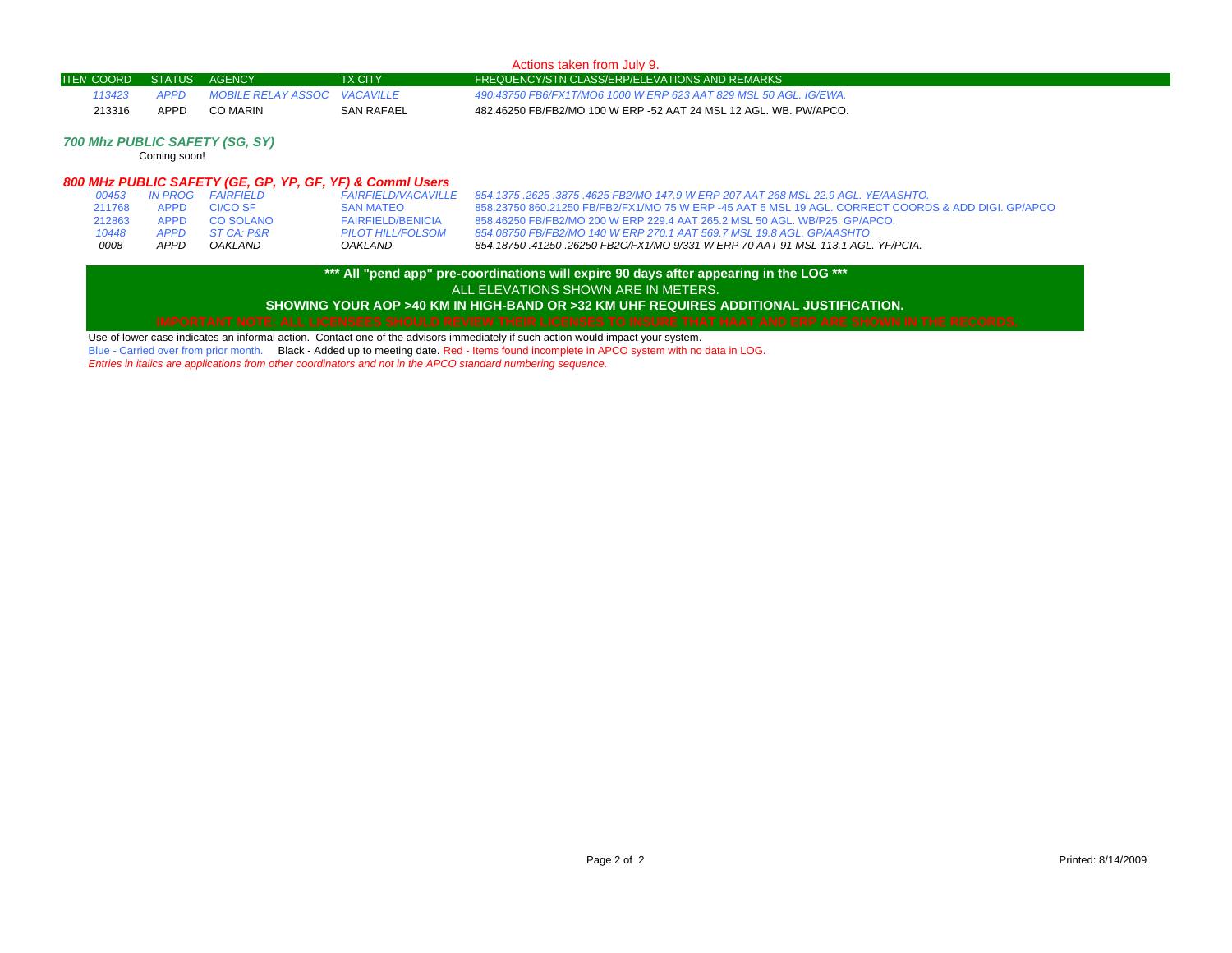Actions taken from July 9.

| ITEM COORD | STATUS | AGENCY | TX CITY | FREQUENCY/STN CLASS/ERP/ELEVATIONS AND REMARKS |
|---|---|---|---|---|
| *113423* | *APPD* | *MOBILE RELAY ASSOC* | *VACAVILLE* | *490.43750 FB6/FX1T/MO6 1000 W ERP 623 AAT 829 MSL 50 AGL. IG/EWA.* |
| 213316 | APPD | CO MARIN | SAN RAFAEL | 482.46250 FB/FB2/MO 100 W ERP -52 AAT 24 MSL 12 AGL. WB. PW/APCO. |

### *700 Mhz PUBLIC SAFETY (SG, SY)*

Coming soon!

### *800 MHz PUBLIC SAFETY (GE, GP, YP, GF, YF) & Comml Users*

| ITEM COORD | STATUS | AGENCY | TX CITY | FREQUENCY/STN CLASS/ERP/ELEVATIONS AND REMARKS |
|---|---|---|---|---|
| *00453* | *IN PROG* | *FAIRFIELD* | *FAIRFIELD/VACAVILLE* | *854.1375 .2625 .3875 .4625 FB2/MO 147.9 W ERP 207 AAT 268 MSL 22.9 AGL. YE/AASHTO.* |
| 211768 | APPD | CI/CO SF | SAN MATEO | 858.23750 860.21250 FB/FB2/FX1/MO 75 W ERP -45 AAT 5 MSL 19 AGL. CORRECT COORDS & ADD DIGI. GP/APCO |
| 212863 | APPD | CO SOLANO | FAIRFIELD/BENICIA | 858.46250 FB/FB2/MO 200 W ERP 229.4 AAT 265.2 MSL 50 AGL. WB/P25. GP/APCO. |
| *10448* | *APPD* | *ST CA: P&R* | *PILOT HILL/FOLSOM* | *854.08750 FB/FB2/MO 140 W ERP 270.1 AAT 569.7 MSL 19.8 AGL. GP/AASHTO* |
| *0008* | *APPD* | *OAKLAND* | *OAKLAND* | *854.18750 .41250 .26250 FB2C/FX1/MO 9/331 W ERP 70 AAT 91 MSL 113.1 AGL. YF/PCIA.* |

**\*\*\* All "pend app" pre-coordinations will expire 90 days after appearing in the LOG \*\*\***

ALL ELEVATIONS SHOWN ARE IN METERS.

**SHOWING YOUR AOP >40 KM IN HIGH-BAND OR >32 KM UHF REQUIRES ADDITIONAL JUSTIFICATION.**

**IMPORTANT NOTE: ALL LICENSEES SHOULD REVIEW THEIR LICENSES TO INSURE THAT HAAT AND ERP ARE SHOWN IN THE RECORDS.**

Use of lower case indicates an informal action. Contact one of the advisors immediately if such action would impact your system.

Blue - Carried over from prior month. Black - Added up to meeting date. Red - Items found incomplete in APCO system with no data in LOG.

*Entries in italics are applications from other coordinators and not in the APCO standard numbering sequence.*

Printed: 8/14/2009